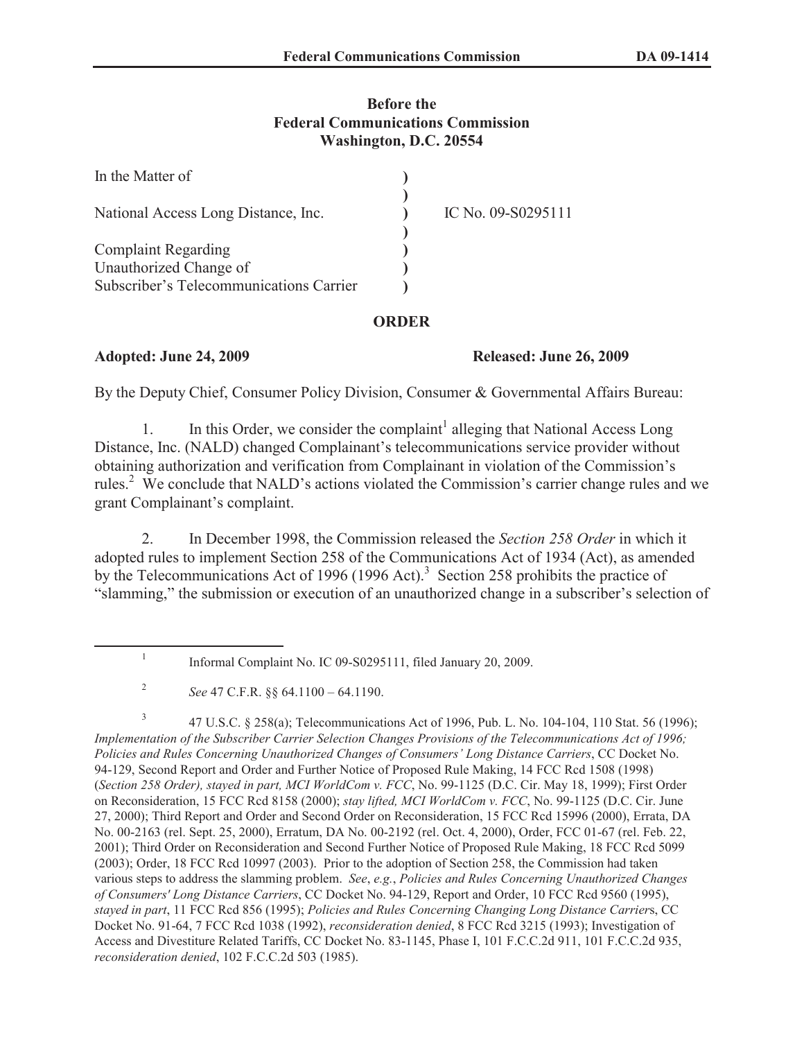**Before the**
**Federal Communications Commission**
**Washington, D.C. 20554**

| | | |
|---|---|---|
| In the Matter of | ) | |
| | ) | |
| National Access Long Distance, Inc. | ) | IC No. 09-S0295111 |
| | ) | |
| Complaint Regarding | ) | |
| Unauthorized Change of | ) | |
| Subscriber's Telecommunications Carrier | ) | |

**ORDER**

**Adopted: June 24, 2009** **Released: June 26, 2009**

By the Deputy Chief, Consumer Policy Division, Consumer & Governmental Affairs Bureau:

1. In this Order, we consider the complaint[1] alleging that National Access Long Distance, Inc. (NALD) changed Complainant's telecommunications service provider without obtaining authorization and verification from Complainant in violation of the Commission's rules.[2] We conclude that NALD's actions violated the Commission's carrier change rules and we grant Complainant's complaint.

2. In December 1998, the Commission released the *Section 258 Order* in which it adopted rules to implement Section 258 of the Communications Act of 1934 (Act), as amended by the Telecommunications Act of 1996 (1996 Act).[3] Section 258 prohibits the practice of "slamming," the submission or execution of an unauthorized change in a subscriber's selection of

---

[1] Informal Complaint No. IC 09-S0295111, filed January 20, 2009.

[2] *See* 47 C.F.R. §§ 64.1100 – 64.1190.

[3] 47 U.S.C. § 258(a); Telecommunications Act of 1996, Pub. L. No. 104-104, 110 Stat. 56 (1996); *Implementation of the Subscriber Carrier Selection Changes Provisions of the Telecommunications Act of 1996; Policies and Rules Concerning Unauthorized Changes of Consumers' Long Distance Carriers*, CC Docket No. 94-129, Second Report and Order and Further Notice of Proposed Rule Making, 14 FCC Rcd 1508 (1998) (*Section 258 Order), stayed in part, MCI WorldCom v. FCC*, No. 99-1125 (D.C. Cir. May 18, 1999); First Order on Reconsideration, 15 FCC Rcd 8158 (2000); *stay lifted, MCI WorldCom v. FCC*, No. 99-1125 (D.C. Cir. June 27, 2000); Third Report and Order and Second Order on Reconsideration, 15 FCC Rcd 15996 (2000), Errata, DA No. 00-2163 (rel. Sept. 25, 2000), Erratum, DA No. 00-2192 (rel. Oct. 4, 2000), Order, FCC 01-67 (rel. Feb. 22, 2001); Third Order on Reconsideration and Second Further Notice of Proposed Rule Making, 18 FCC Rcd 5099 (2003); Order, 18 FCC Rcd 10997 (2003). Prior to the adoption of Section 258, the Commission had taken various steps to address the slamming problem. *See*, *e.g.*, *Policies and Rules Concerning Unauthorized Changes of Consumers' Long Distance Carriers*, CC Docket No. 94-129, Report and Order, 10 FCC Rcd 9560 (1995), *stayed in part*, 11 FCC Rcd 856 (1995); *Policies and Rules Concerning Changing Long Distance Carrier*s, CC Docket No. 91-64, 7 FCC Rcd 1038 (1992), *reconsideration denied*, 8 FCC Rcd 3215 (1993); Investigation of Access and Divestiture Related Tariffs, CC Docket No. 83-1145, Phase I, 101 F.C.C.2d 911, 101 F.C.C.2d 935, *reconsideration denied*, 102 F.C.C.2d 503 (1985).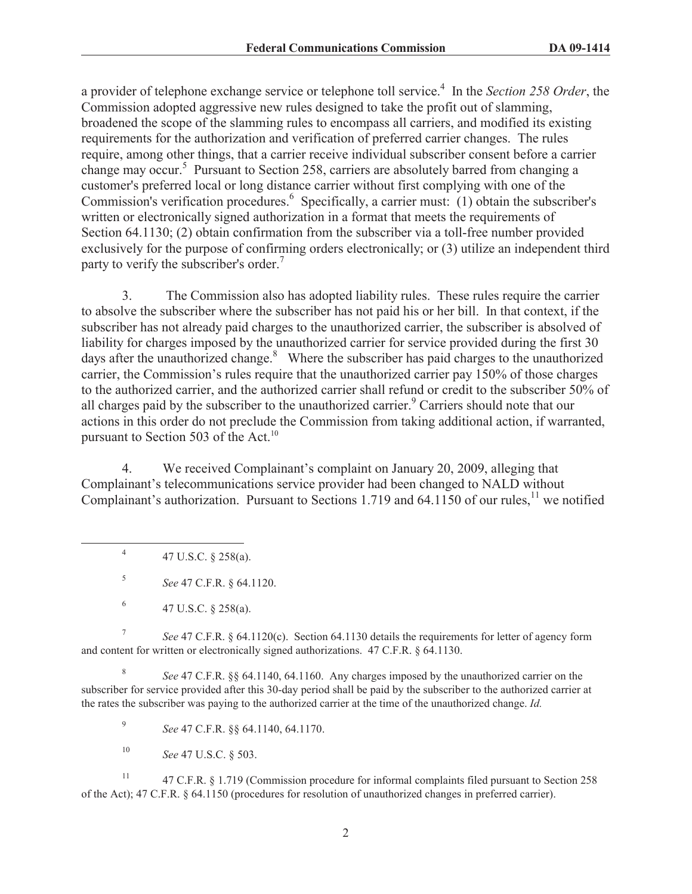a provider of telephone exchange service or telephone toll service.[4] In the *Section 258 Order*, the Commission adopted aggressive new rules designed to take the profit out of slamming, broadened the scope of the slamming rules to encompass all carriers, and modified its existing requirements for the authorization and verification of preferred carrier changes. The rules require, among other things, that a carrier receive individual subscriber consent before a carrier change may occur.[5] Pursuant to Section 258, carriers are absolutely barred from changing a customer's preferred local or long distance carrier without first complying with one of the Commission's verification procedures.[6] Specifically, a carrier must: (1) obtain the subscriber's written or electronically signed authorization in a format that meets the requirements of Section 64.1130; (2) obtain confirmation from the subscriber via a toll-free number provided exclusively for the purpose of confirming orders electronically; or (3) utilize an independent third party to verify the subscriber's order.[7]

3. The Commission also has adopted liability rules. These rules require the carrier to absolve the subscriber where the subscriber has not paid his or her bill. In that context, if the subscriber has not already paid charges to the unauthorized carrier, the subscriber is absolved of liability for charges imposed by the unauthorized carrier for service provided during the first 30 days after the unauthorized change.[8] Where the subscriber has paid charges to the unauthorized carrier, the Commission's rules require that the unauthorized carrier pay 150% of those charges to the authorized carrier, and the authorized carrier shall refund or credit to the subscriber 50% of all charges paid by the subscriber to the unauthorized carrier.[9] Carriers should note that our actions in this order do not preclude the Commission from taking additional action, if warranted, pursuant to Section 503 of the Act.[10]

4. We received Complainant's complaint on January 20, 2009, alleging that Complainant's telecommunications service provider had been changed to NALD without Complainant's authorization. Pursuant to Sections 1.719 and 64.1150 of our rules,[11] we notified

---

[4] 47 U.S.C. § 258(a).

[5] *See* 47 C.F.R. § 64.1120.

[6] 47 U.S.C. § 258(a).

[7] *See* 47 C.F.R. § 64.1120(c). Section 64.1130 details the requirements for letter of agency form and content for written or electronically signed authorizations. 47 C.F.R. § 64.1130.

[8] *See* 47 C.F.R. §§ 64.1140, 64.1160. Any charges imposed by the unauthorized carrier on the subscriber for service provided after this 30-day period shall be paid by the subscriber to the authorized carrier at the rates the subscriber was paying to the authorized carrier at the time of the unauthorized change. *Id.*

[9] *See* 47 C.F.R. §§ 64.1140, 64.1170.

[10] *See* 47 U.S.C. § 503.

[11] 47 C.F.R. § 1.719 (Commission procedure for informal complaints filed pursuant to Section 258 of the Act); 47 C.F.R. § 64.1150 (procedures for resolution of unauthorized changes in preferred carrier).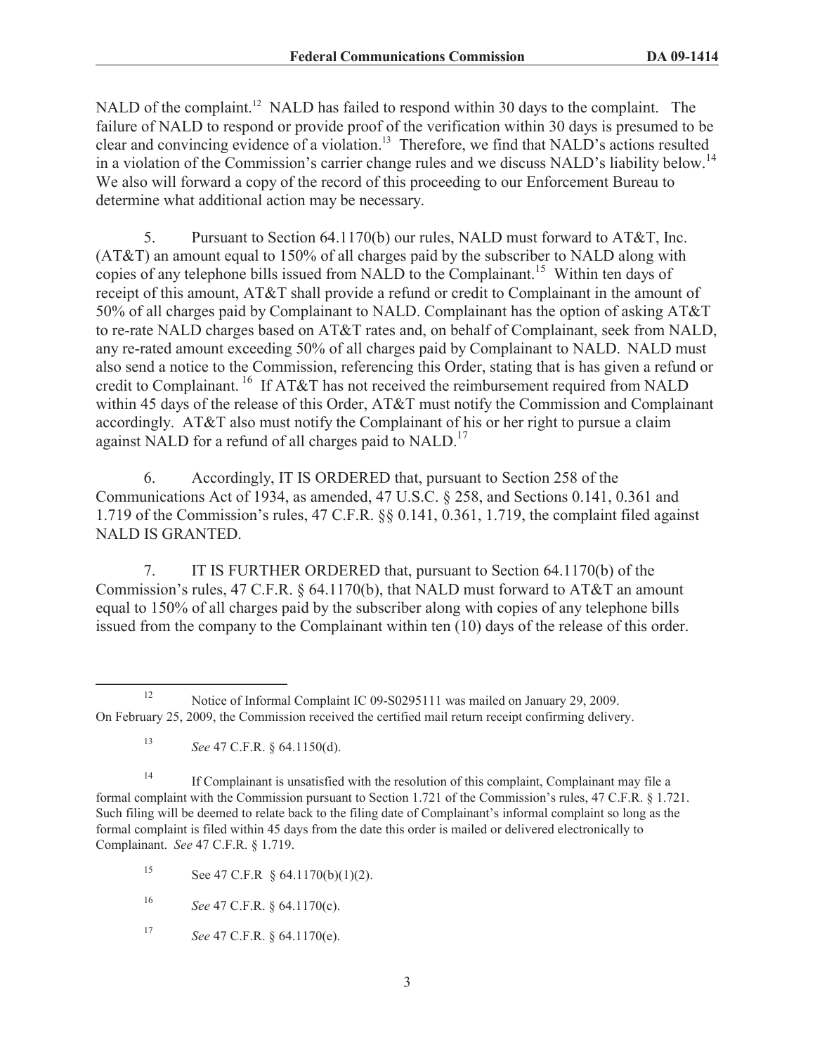NALD of the complaint.[12] NALD has failed to respond within 30 days to the complaint. The failure of NALD to respond or provide proof of the verification within 30 days is presumed to be clear and convincing evidence of a violation.[13] Therefore, we find that NALD's actions resulted in a violation of the Commission's carrier change rules and we discuss NALD's liability below.[14] We also will forward a copy of the record of this proceeding to our Enforcement Bureau to determine what additional action may be necessary.

5. Pursuant to Section 64.1170(b) our rules, NALD must forward to AT&T, Inc. (AT&T) an amount equal to 150% of all charges paid by the subscriber to NALD along with copies of any telephone bills issued from NALD to the Complainant.[15] Within ten days of receipt of this amount, AT&T shall provide a refund or credit to Complainant in the amount of 50% of all charges paid by Complainant to NALD. Complainant has the option of asking AT&T to re-rate NALD charges based on AT&T rates and, on behalf of Complainant, seek from NALD, any re-rated amount exceeding 50% of all charges paid by Complainant to NALD. NALD must also send a notice to the Commission, referencing this Order, stating that is has given a refund or credit to Complainant.[16] If AT&T has not received the reimbursement required from NALD within 45 days of the release of this Order, AT&T must notify the Commission and Complainant accordingly. AT&T also must notify the Complainant of his or her right to pursue a claim against NALD for a refund of all charges paid to NALD.[17]

6. Accordingly, IT IS ORDERED that, pursuant to Section 258 of the Communications Act of 1934, as amended, 47 U.S.C. § 258, and Sections 0.141, 0.361 and 1.719 of the Commission's rules, 47 C.F.R. §§ 0.141, 0.361, 1.719, the complaint filed against NALD IS GRANTED.

7. IT IS FURTHER ORDERED that, pursuant to Section 64.1170(b) of the Commission's rules, 47 C.F.R. § 64.1170(b), that NALD must forward to AT&T an amount equal to 150% of all charges paid by the subscriber along with copies of any telephone bills issued from the company to the Complainant within ten (10) days of the release of this order.

---

[12] Notice of Informal Complaint IC 09-S0295111 was mailed on January 29, 2009. On February 25, 2009, the Commission received the certified mail return receipt confirming delivery.

[13] *See* 47 C.F.R. § 64.1150(d).

[14] If Complainant is unsatisfied with the resolution of this complaint, Complainant may file a formal complaint with the Commission pursuant to Section 1.721 of the Commission's rules, 47 C.F.R. § 1.721. Such filing will be deemed to relate back to the filing date of Complainant's informal complaint so long as the formal complaint is filed within 45 days from the date this order is mailed or delivered electronically to Complainant. *See* 47 C.F.R. § 1.719.

[15] See 47 C.F.R § 64.1170(b)(1)(2).

[16] *See* 47 C.F.R. § 64.1170(c).

[17] *See* 47 C.F.R. § 64.1170(e).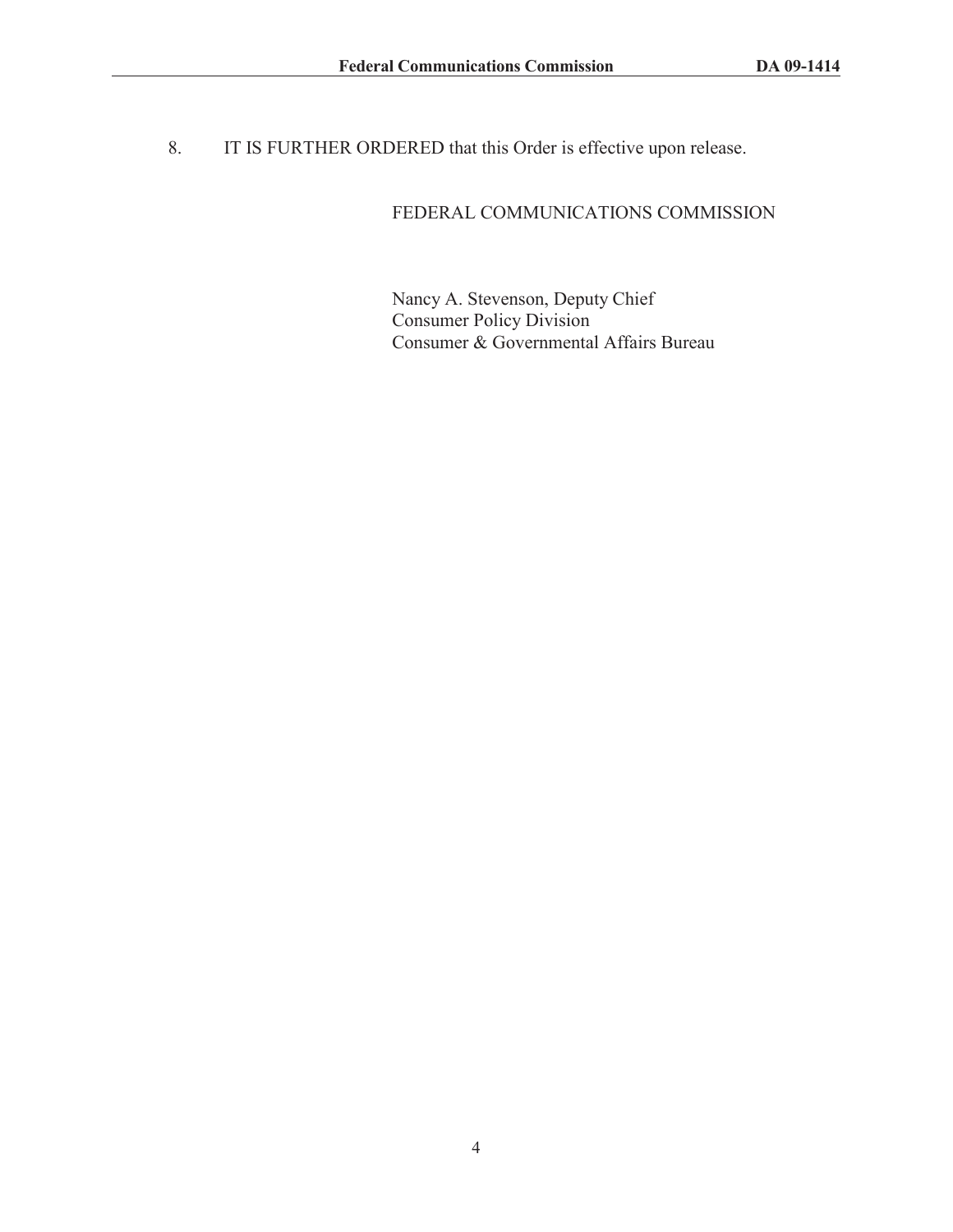8. IT IS FURTHER ORDERED that this Order is effective upon release.

FEDERAL COMMUNICATIONS COMMISSION

Nancy A. Stevenson, Deputy Chief
Consumer Policy Division
Consumer & Governmental Affairs Bureau